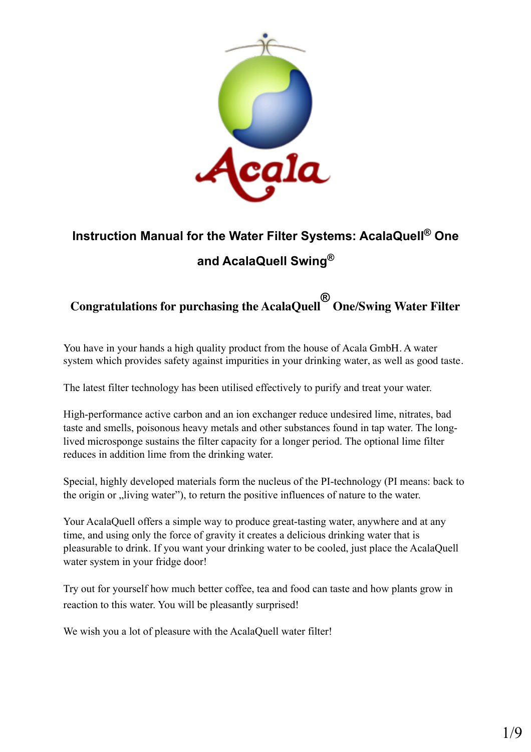# Instruction Manual for the Water Filter Systems: AcalaQuell® One and AcalaQuell Swing®

## Congratulations for purchasing the AcalaQuell® One/Swing Water Filter

You have in your hands a high quality product from the house of Acala GmbH. A water system which provides safety against impurities in your drinking water, as well as good taste.

The latest filter technology has been utilised effectively to purify and treat your water.

High-performance active carbon and an ion exchanger reduce undesired lime, nitrates, bad taste and smells, poisonous heavy metals and other substances found in tap water. The long-lived microsponge sustains the filter capacity for a longer period. The optional lime filter reduces in addition lime from the drinking water.

Special, highly developed materials form the nucleus of the PI-technology (PI means: back to the origin or „living water"), to return the positive influences of nature to the water.

Your AcalaQuell offers a simple way to produce great-tasting water, anywhere and at any time, and using only the force of gravity it creates a delicious drinking water that is pleasurable to drink. If you want your drinking water to be cooled, just place the AcalaQuell water system in your fridge door!

Try out for yourself how much better coffee, tea and food can taste and how plants grow in reaction to this water. You will be pleasantly surprised!

We wish you a lot of pleasure with the AcalaQuell water filter!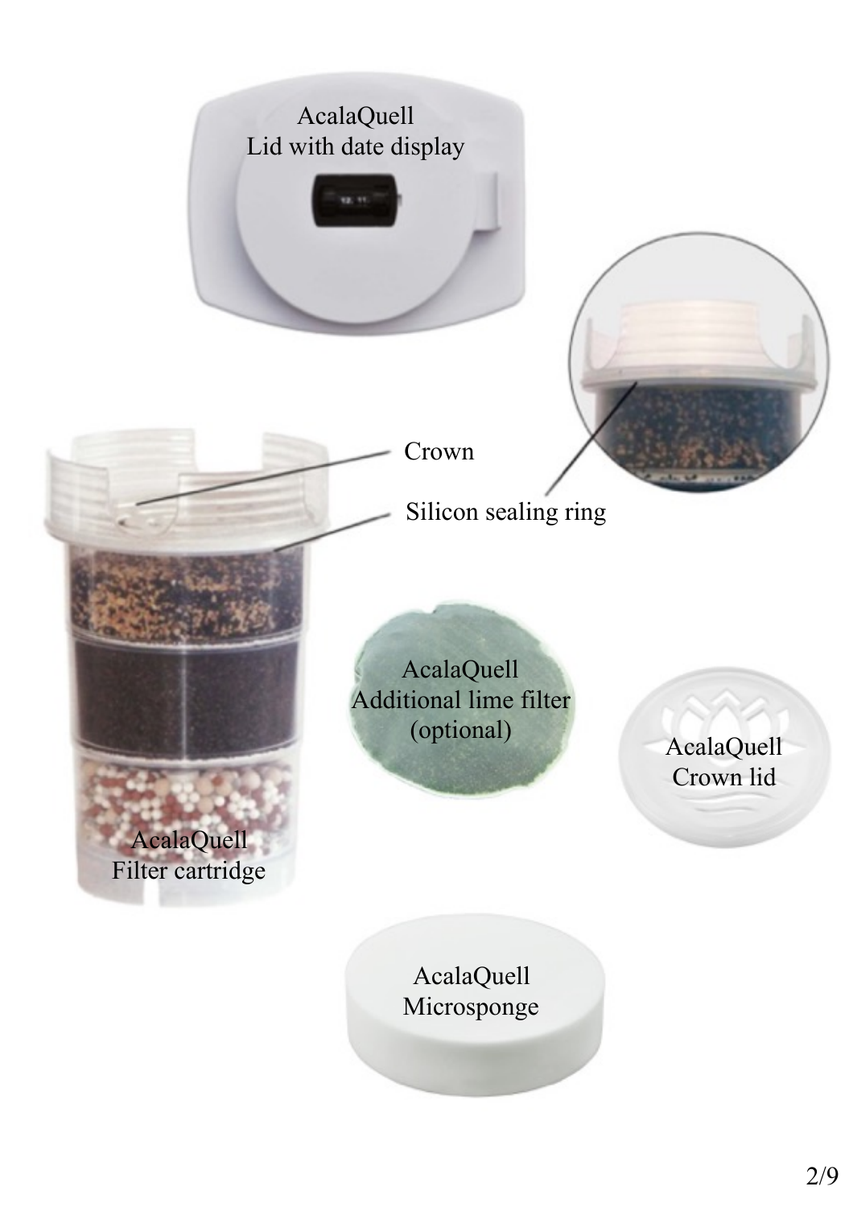AcalaQuell
Lid with date display

Crown

Silicon sealing ring

AcalaQuell
Additional lime filter
(optional)

AcalaQuell
Crown lid

AcalaQuell
Filter cartridge

AcalaQuell
Microsponge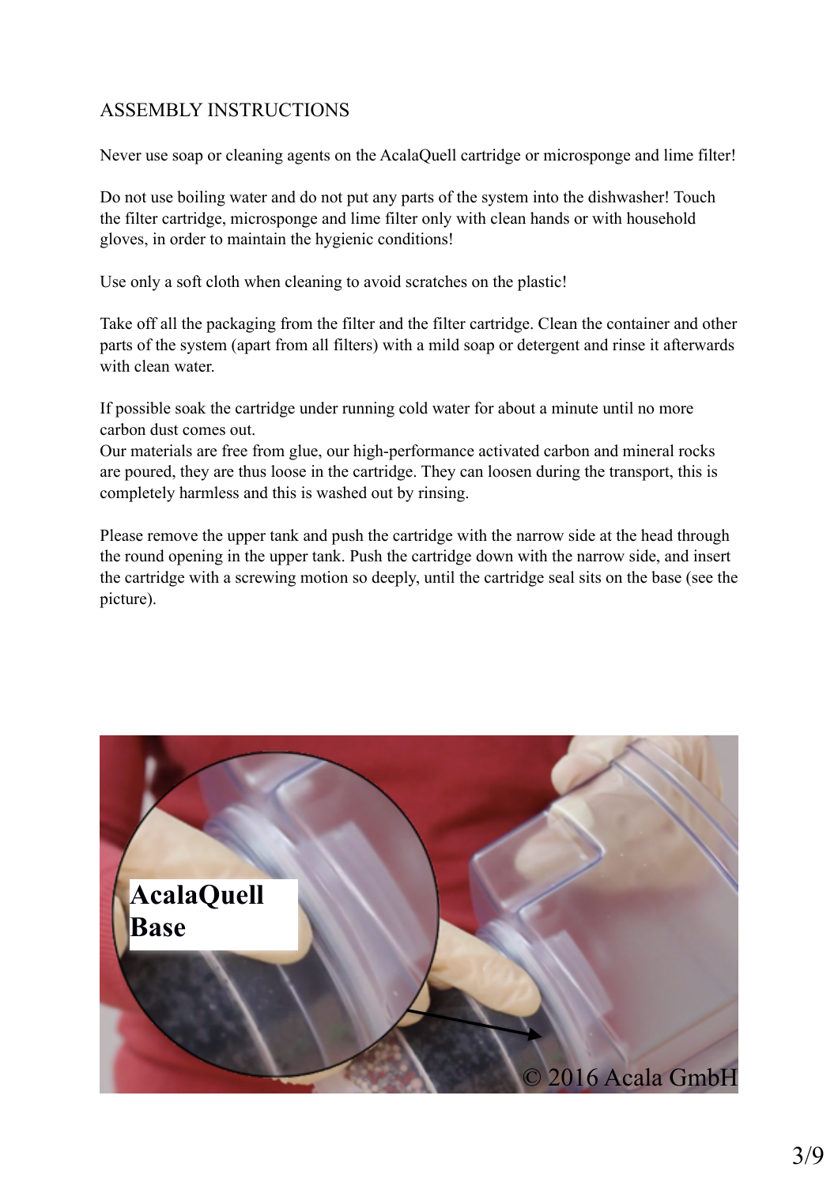# ASSEMBLY INSTRUCTIONS

Never use soap or cleaning agents on the AcalaQuell cartridge or microsponge and lime filter!

Do not use boiling water and do not put any parts of the system into the dishwasher! Touch the filter cartridge, microsponge and lime filter only with clean hands or with household gloves, in order to maintain the hygienic conditions!

Use only a soft cloth when cleaning to avoid scratches on the plastic!

Take off all the packaging from the filter and the filter cartridge. Clean the container and other parts of the system (apart from all filters) with a mild soap or detergent and rinse it afterwards with clean water.

If possible soak the cartridge under running cold water for about a minute until no more carbon dust comes out.
Our materials are free from glue, our high-performance activated carbon and mineral rocks are poured, they are thus loose in the cartridge. They can loosen during the transport, this is completely harmless and this is washed out by rinsing.

Please remove the upper tank and push the cartridge with the narrow side at the head through the round opening in the upper tank. Push the cartridge down with the narrow side, and insert the cartridge with a screwing motion so deeply, until the cartridge seal sits on the base (see the picture).

AcalaQuell Base

© 2016 Acala GmbH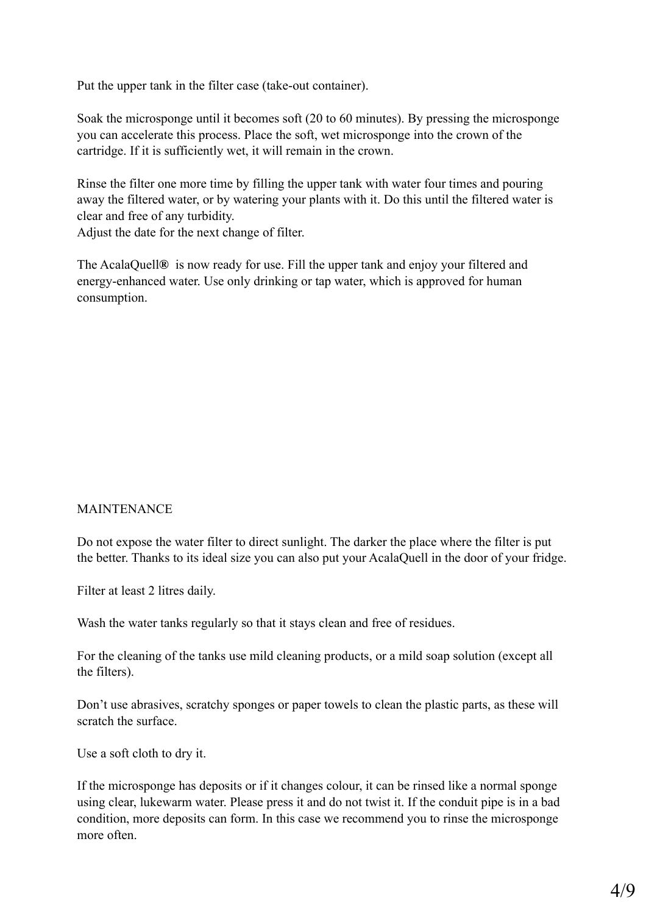Put the upper tank in the filter case (take-out container).

Soak the microsponge until it becomes soft (20 to 60 minutes). By pressing the microsponge you can accelerate this process. Place the soft, wet microsponge into the crown of the cartridge. If it is sufficiently wet, it will remain in the crown.

Rinse the filter one more time by filling the upper tank with water four times and pouring away the filtered water, or by watering your plants with it. Do this until the filtered water is clear and free of any turbidity.
Adjust the date for the next change of filter.

The AcalaQuell® is now ready for use. Fill the upper tank and enjoy your filtered and energy-enhanced water. Use only drinking or tap water, which is approved for human consumption.

## MAINTENANCE

Do not expose the water filter to direct sunlight. The darker the place where the filter is put the better. Thanks to its ideal size you can also put your AcalaQuell in the door of your fridge.

Filter at least 2 litres daily.

Wash the water tanks regularly so that it stays clean and free of residues.

For the cleaning of the tanks use mild cleaning products, or a mild soap solution (except all the filters).

Don't use abrasives, scratchy sponges or paper towels to clean the plastic parts, as these will scratch the surface.

Use a soft cloth to dry it.

If the microsponge has deposits or if it changes colour, it can be rinsed like a normal sponge using clear, lukewarm water. Please press it and do not twist it. If the conduit pipe is in a bad condition, more deposits can form. In this case we recommend you to rinse the microsponge more often.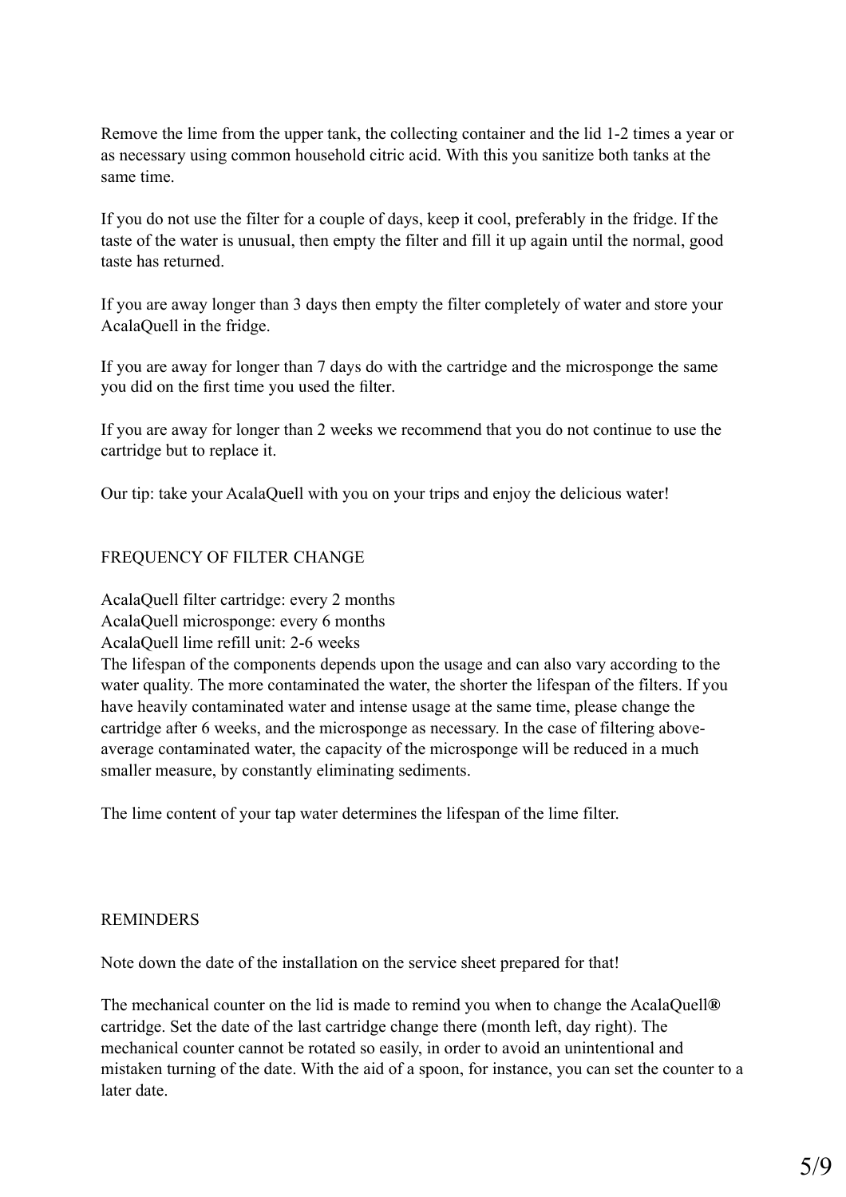Remove the lime from the upper tank, the collecting container and the lid 1-2 times a year or as necessary using common household citric acid. With this you sanitize both tanks at the same time.

If you do not use the filter for a couple of days, keep it cool, preferably in the fridge. If the taste of the water is unusual, then empty the filter and fill it up again until the normal, good taste has returned.

If you are away longer than 3 days then empty the filter completely of water and store your AcalaQuell in the fridge.

If you are away for longer than 7 days do with the cartridge and the microsponge the same you did on the first time you used the filter.

If you are away for longer than 2 weeks we recommend that you do not continue to use the cartridge but to replace it.

Our tip: take your AcalaQuell with you on your trips and enjoy the delicious water!

## FREQUENCY OF FILTER CHANGE

AcalaQuell filter cartridge: every 2 months
AcalaQuell microsponge: every 6 months
AcalaQuell lime refill unit: 2-6 weeks
The lifespan of the components depends upon the usage and can also vary according to the water quality. The more contaminated the water, the shorter the lifespan of the filters. If you have heavily contaminated water and intense usage at the same time, please change the cartridge after 6 weeks, and the microsponge as necessary. In the case of filtering above-average contaminated water, the capacity of the microsponge will be reduced in a much smaller measure, by constantly eliminating sediments.

The lime content of your tap water determines the lifespan of the lime filter.

## REMINDERS

Note down the date of the installation on the service sheet prepared for that!

The mechanical counter on the lid is made to remind you when to change the AcalaQuell® cartridge. Set the date of the last cartridge change there (month left, day right). The mechanical counter cannot be rotated so easily, in order to avoid an unintentional and mistaken turning of the date. With the aid of a spoon, for instance, you can set the counter to a later date.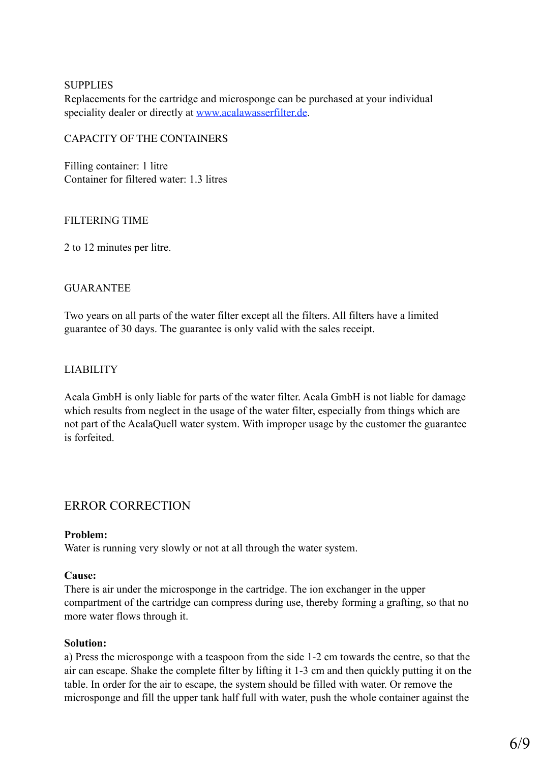SUPPLIES
Replacements for the cartridge and microsponge can be purchased at your individual speciality dealer or directly at [www.acalawasserfilter.de](http://www.acalawasserfilter.de).

CAPACITY OF THE CONTAINERS

Filling container: 1 litre
Container for filtered water: 1.3 litres

FILTERING TIME

2 to 12 minutes per litre.

GUARANTEE

Two years on all parts of the water filter except all the filters. All filters have a limited guarantee of 30 days. The guarantee is only valid with the sales receipt.

LIABILITY

Acala GmbH is only liable for parts of the water filter. Acala GmbH is not liable for damage which results from neglect in the usage of the water filter, especially from things which are not part of the AcalaQuell water system. With improper usage by the customer the guarantee is forfeited.

## ERROR CORRECTION

**Problem:**
Water is running very slowly or not at all through the water system.

**Cause:**
There is air under the microsponge in the cartridge. The ion exchanger in the upper compartment of the cartridge can compress during use, thereby forming a grafting, so that no more water flows through it.

**Solution:**
a) Press the microsponge with a teaspoon from the side 1-2 cm towards the centre, so that the air can escape. Shake the complete filter by lifting it 1-3 cm and then quickly putting it on the table. In order for the air to escape, the system should be filled with water. Or remove the microsponge and fill the upper tank half full with water, push the whole container against the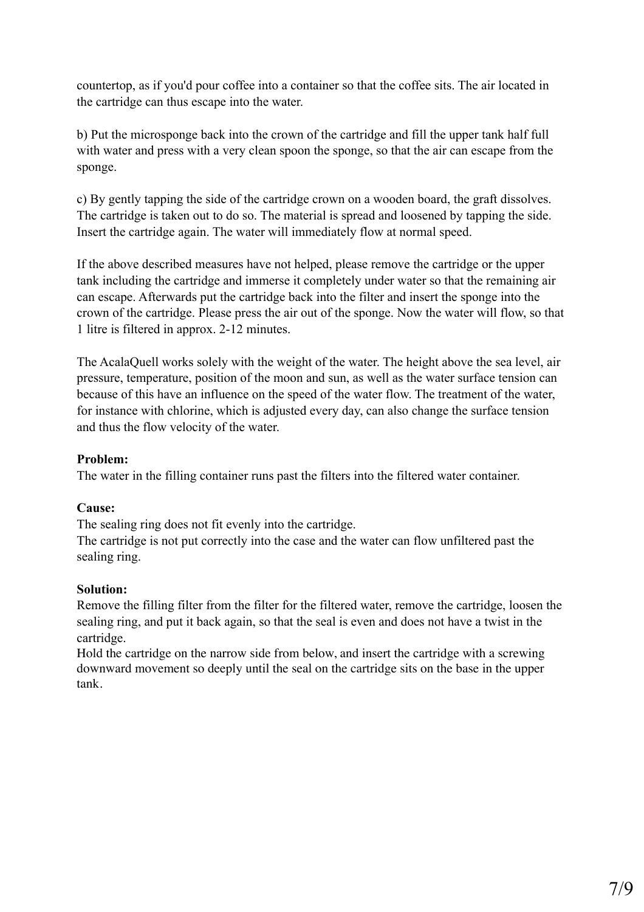countertop, as if you'd pour coffee into a container so that the coffee sits. The air located in the cartridge can thus escape into the water.

b) Put the microsponge back into the crown of the cartridge and fill the upper tank half full with water and press with a very clean spoon the sponge, so that the air can escape from the sponge.

c) By gently tapping the side of the cartridge crown on a wooden board, the graft dissolves. The cartridge is taken out to do so. The material is spread and loosened by tapping the side. Insert the cartridge again. The water will immediately flow at normal speed.

If the above described measures have not helped, please remove the cartridge or the upper tank including the cartridge and immerse it completely under water so that the remaining air can escape. Afterwards put the cartridge back into the filter and insert the sponge into the crown of the cartridge. Please press the air out of the sponge. Now the water will flow, so that 1 litre is filtered in approx. 2-12 minutes.

The AcalaQuell works solely with the weight of the water. The height above the sea level, air pressure, temperature, position of the moon and sun, as well as the water surface tension can because of this have an influence on the speed of the water flow. The treatment of the water, for instance with chlorine, which is adjusted every day, can also change the surface tension and thus the flow velocity of the water.

**Problem:**
The water in the filling container runs past the filters into the filtered water container.

**Cause:**
The sealing ring does not fit evenly into the cartridge.
The cartridge is not put correctly into the case and the water can flow unfiltered past the sealing ring.

**Solution:**
Remove the filling filter from the filter for the filtered water, remove the cartridge, loosen the sealing ring, and put it back again, so that the seal is even and does not have a twist in the cartridge.
Hold the cartridge on the narrow side from below, and insert the cartridge with a screwing downward movement so deeply until the seal on the cartridge sits on the base in the upper tank.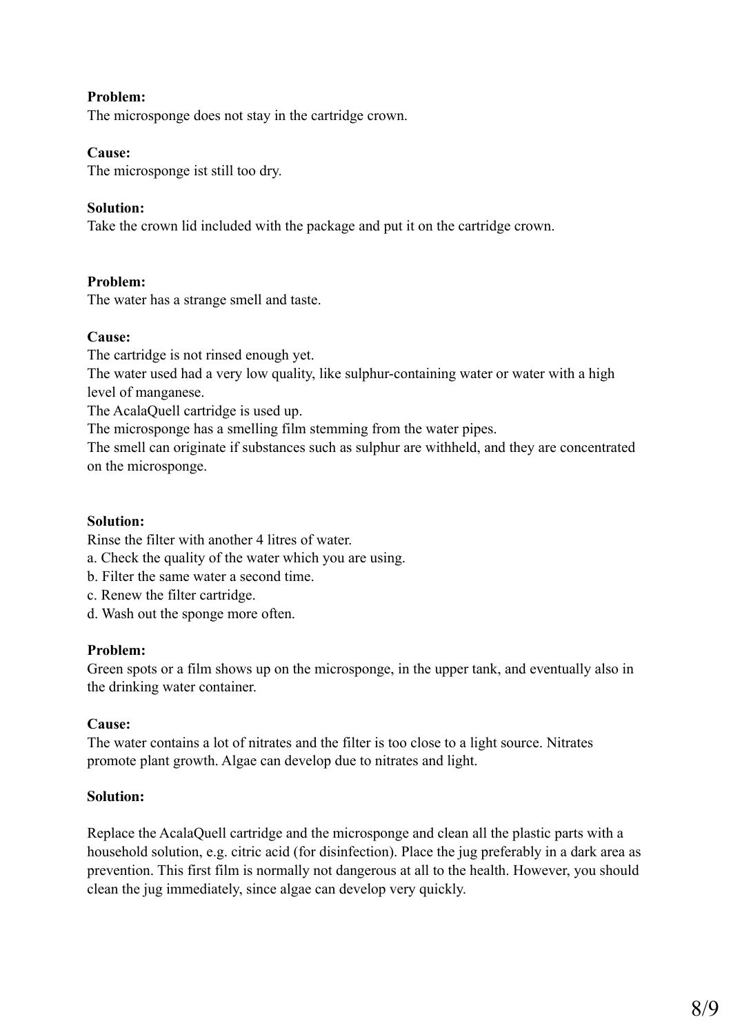**Problem:**
The microsponge does not stay in the cartridge crown.

**Cause:**
The microsponge ist still too dry.

**Solution:**
Take the crown lid included with the package and put it on the cartridge crown.

**Problem:**
The water has a strange smell and taste.

**Cause:**
The cartridge is not rinsed enough yet.
The water used had a very low quality, like sulphur-containing water or water with a high level of manganese.
The AcalaQuell cartridge is used up.
The microsponge has a smelling film stemming from the water pipes.
The smell can originate if substances such as sulphur are withheld, and they are concentrated on the microsponge.

**Solution:**
Rinse the filter with another 4 litres of water.
a. Check the quality of the water which you are using.
b. Filter the same water a second time.
c. Renew the filter cartridge.
d. Wash out the sponge more often.

**Problem:**
Green spots or a film shows up on the microsponge, in the upper tank, and eventually also in the drinking water container.

**Cause:**
The water contains a lot of nitrates and the filter is too close to a light source. Nitrates promote plant growth. Algae can develop due to nitrates and light.

**Solution:**

Replace the AcalaQuell cartridge and the microsponge and clean all the plastic parts with a household solution, e.g. citric acid (for disinfection). Place the jug preferably in a dark area as prevention. This first film is normally not dangerous at all to the health. However, you should clean the jug immediately, since algae can develop very quickly.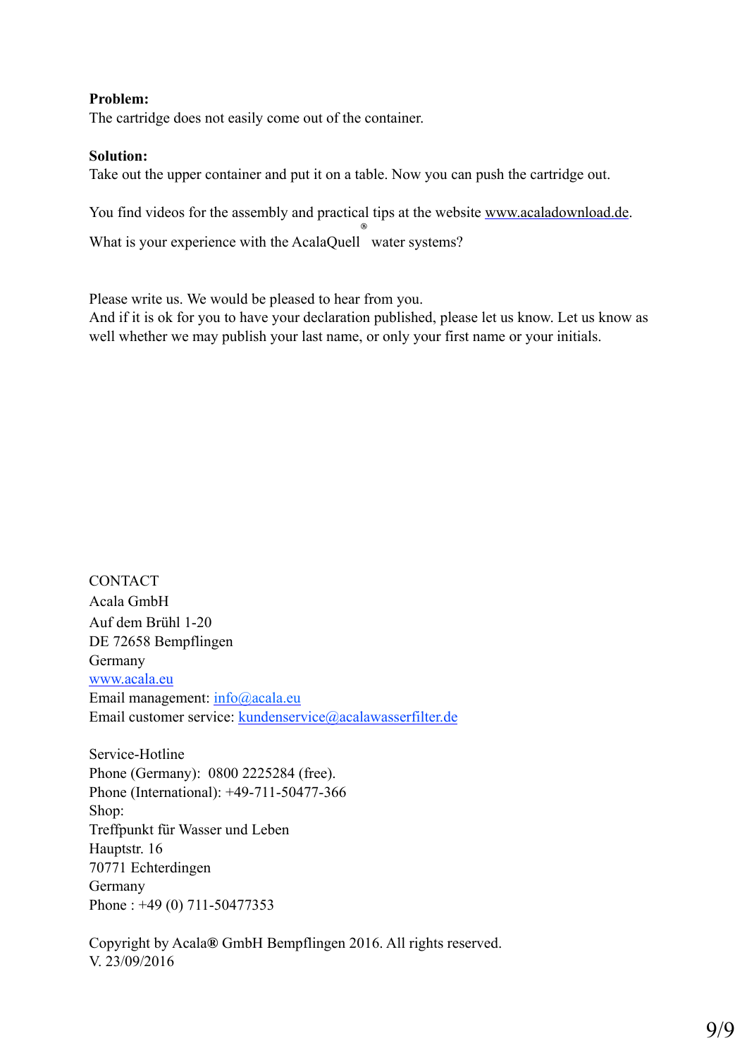**Problem:**
The cartridge does not easily come out of the container.

**Solution:**
Take out the upper container and put it on a table. Now you can push the cartridge out.

You find videos for the assembly and practical tips at the website www.acaladownload.de.

What is your experience with the AcalaQuell® water systems?

Please write us. We would be pleased to hear from you.
And if it is ok for you to have your declaration published, please let us know. Let us know as well whether we may publish your last name, or only your first name or your initials.

CONTACT
Acala GmbH
Auf dem Brühl 1-20
DE 72658 Bempflingen
Germany
www.acala.eu
Email management: info@acala.eu
Email customer service: kundenservice@acalawasserfilter.de

Service-Hotline
Phone (Germany): 0800 2225284 (free).
Phone (International): +49-711-50477-366
Shop:
Treffpunkt für Wasser und Leben
Hauptstr. 16
70771 Echterdingen
Germany
Phone : +49 (0) 711-50477353

Copyright by Acala**®** GmbH Bempflingen 2016. All rights reserved.
V. 23/09/2016